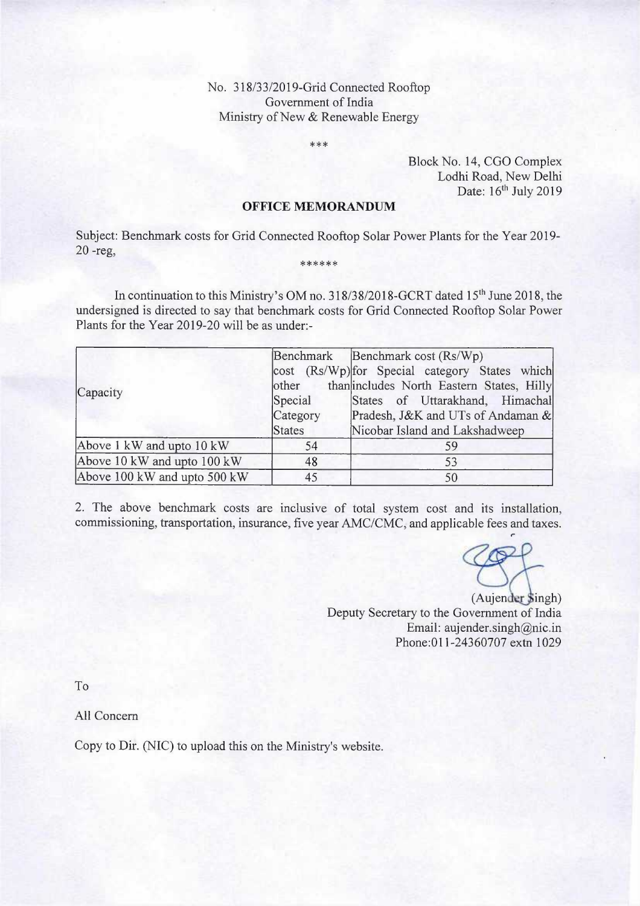No. 318/33/2019-Grid Connected Rooftop
Government of India
Ministry of New & Renewable Energy

\*\*\*

Block No. 14, CGO Complex
Lodhi Road, New Delhi
Date: 16th July 2019

## OFFICE MEMORANDUM

Subject: Benchmark costs for Grid Connected Rooftop Solar Power Plants for the Year 2019-20 -reg,

\*\*\*\*\*\*

In continuation to this Ministry's OM no. 318/38/2018-GCRT dated 15th June 2018, the undersigned is directed to say that benchmark costs for Grid Connected Rooftop Solar Power Plants for the Year 2019-20 will be as under:-

| Capacity | Benchmark cost (Rs/Wp) other than Special Category States | Benchmark cost (Rs/Wp) for Special category States which includes North Eastern States, Hilly States of Uttarakhand, Himachal Pradesh, J&K and UTs of Andaman & Nicobar Island and Lakshadweep |
|---|---|---|
| Above 1 kW and upto 10 kW | 54 | 59 |
| Above 10 kW and upto 100 kW | 48 | 53 |
| Above 100 kW and upto 500 kW | 45 | 50 |

2. The above benchmark costs are inclusive of total system cost and its installation, commissioning, transportation, insurance, five year AMC/CMC, and applicable fees and taxes.

(Aujender Singh)
Deputy Secretary to the Government of India
Email: aujender.singh@nic.in
Phone:011-24360707 extn 1029

To

All Concern

Copy to Dir. (NIC) to upload this on the Ministry's website.